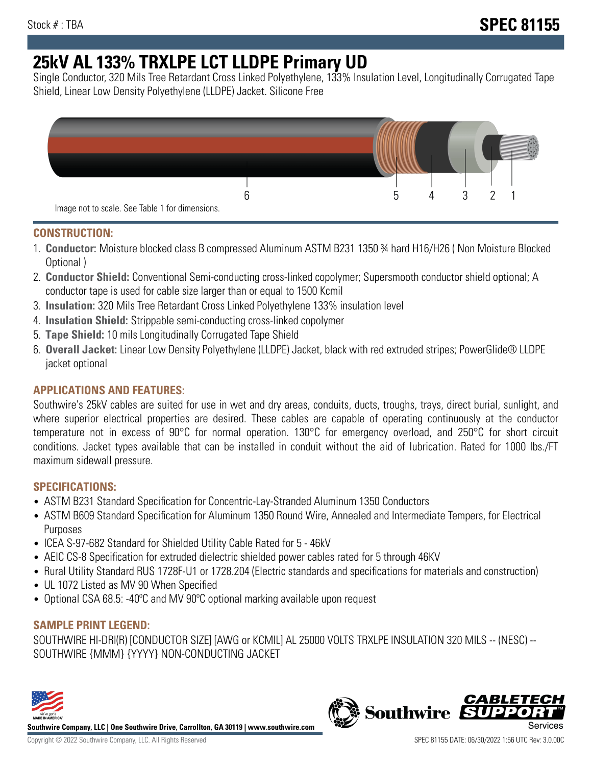Stock # : TBA

# SPEC 81155

# 25kV AL 133% TRXLPE LCT LLDPE Primary UD

Single Conductor, 320 Mils Tree Retardant Cross Linked Polyethylene, 133% Insulation Level, Longitudinally Corrugated Tape Shield, Linear Low Density Polyethylene (LLDPE) Jacket. Silicone Free

6 5 4 3 2 1

Image not to scale. See Table 1 for dimensions.

## CONSTRUCTION:

1. **Conductor:** Moisture blocked class B compressed Aluminum ASTM B231 1350 ¾ hard H16/H26 ( Non Moisture Blocked Optional )
2. **Conductor Shield:** Conventional Semi-conducting cross-linked copolymer; Supersmooth conductor shield optional; A conductor tape is used for cable size larger than or equal to 1500 Kcmil
3. **Insulation:** 320 Mils Tree Retardant Cross Linked Polyethylene 133% insulation level
4. **Insulation Shield:** Strippable semi-conducting cross-linked copolymer
5. **Tape Shield:** 10 mils Longitudinally Corrugated Tape Shield
6. **Overall Jacket:** Linear Low Density Polyethylene (LLDPE) Jacket, black with red extruded stripes; PowerGlide® LLDPE jacket optional

## APPLICATIONS AND FEATURES:

Southwire's 25kV cables are suited for use in wet and dry areas, conduits, ducts, troughs, trays, direct burial, sunlight, and where superior electrical properties are desired. These cables are capable of operating continuously at the conductor temperature not in excess of 90°C for normal operation. 130°C for emergency overload, and 250°C for short circuit conditions. Jacket types available that can be installed in conduit without the aid of lubrication. Rated for 1000 lbs./FT maximum sidewall pressure.

## SPECIFICATIONS:

- ASTM B231 Standard Specification for Concentric-Lay-Stranded Aluminum 1350 Conductors
- ASTM B609 Standard Specification for Aluminum 1350 Round Wire, Annealed and Intermediate Tempers, for Electrical Purposes
- ICEA S-97-682 Standard for Shielded Utility Cable Rated for 5 - 46kV
- AEIC CS-8 Specification for extruded dielectric shielded power cables rated for 5 through 46KV
- Rural Utility Standard RUS 1728F-U1 or 1728.204 (Electric standards and specifications for materials and construction)
- UL 1072 Listed as MV 90 When Specified
- Optional CSA 68.5: -40ºC and MV 90ºC optional marking available upon request

## SAMPLE PRINT LEGEND:

SOUTHWIRE HI-DRI(R) [CONDUCTOR SIZE] [AWG or KCMIL] AL 25000 VOLTS TRXLPE INSULATION 320 MILS -- (NESC) -- SOUTHWIRE {MMM} {YYYY} NON-CONDUCTING JACKET

**Southwire Company, LLC | One Southwire Drive, Carrollton, GA 30119 | www.southwire.com**

Copyright © 2022 Southwire Company, LLC. All Rights Reserved

SPEC 81155 DATE: 06/30/2022 1:56 UTC Rev: 3.0.00C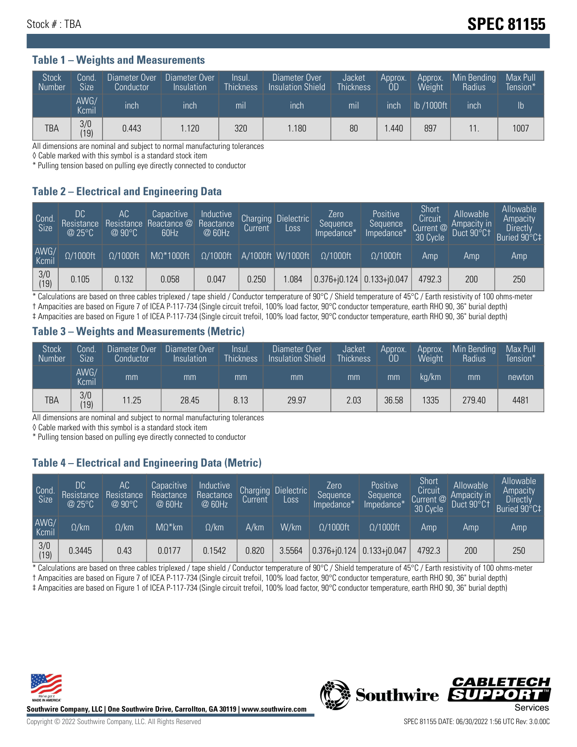Stock # : TBA

# SPEC 81155

## Table 1 – Weights and Measurements

| Stock Number | Cond. Size | Diameter Over Conductor | Diameter Over Insulation | Insul. Thickness | Diameter Over Insulation Shield | Jacket Thickness | Approx. OD | Approx. Weight | Min Bending Radius | Max Pull Tension* |
|---|---|---|---|---|---|---|---|---|---|---|
| | AWG/ Kcmil | inch | inch | mil | inch | mil | inch | lb /1000ft | inch | lb |
| TBA | 3/0 (19) | 0.443 | 1.120 | 320 | 1.180 | 80 | 1.440 | 897 | 11. | 1007 |

All dimensions are nominal and subject to normal manufacturing tolerances

◊ Cable marked with this symbol is a standard stock item

* Pulling tension based on pulling eye directly connected to conductor

## Table 2 – Electrical and Engineering Data

| Cond. Size | DC Resistance @ 25°C | AC Resistance @ 90°C | Capacitive Reactance @ 60Hz | Inductive Reactance @ 60Hz | Charging Current | Dielectric Loss | Zero Sequence Impedance* | Positive Sequence Impedance* | Short Circuit Current @ 30 Cycle | Allowable Ampacity in Duct 90°C† | Allowable Ampacity Directly Buried 90°C‡ |
|---|---|---|---|---|---|---|---|---|---|---|---|
| AWG/ Kcmil | Ω/1000ft | Ω/1000ft | MΩ*1000ft | Ω/1000ft | A/1000ft | W/1000ft | Ω/1000ft | Ω/1000ft | Amp | Amp | Amp |
| 3/0 (19) | 0.105 | 0.132 | 0.058 | 0.047 | 0.250 | 1.084 | 0.376+j0.124 | 0.133+j0.047 | 4792.3 | 200 | 250 |

* Calculations are based on three cables triplexed / tape shield / Conductor temperature of 90°C / Shield temperature of 45°C / Earth resistivity of 100 ohms-meter

† Ampacities are based on Figure 7 of ICEA P-117-734 (Single circuit trefoil, 100% load factor, 90°C conductor temperature, earth RHO 90, 36" burial depth)

‡ Ampacities are based on Figure 1 of ICEA P-117-734 (Single circuit trefoil, 100% load factor, 90°C conductor temperature, earth RHO 90, 36" burial depth)

## Table 3 – Weights and Measurements (Metric)

| Stock Number | Cond. Size | Diameter Over Conductor | Diameter Over Insulation | Insul. Thickness | Diameter Over Insulation Shield | Jacket Thickness | Approx. OD | Approx. Weight | Min Bending Radius | Max Pull Tension* |
|---|---|---|---|---|---|---|---|---|---|---|
| | AWG/ Kcmil | mm | mm | mm | mm | mm | mm | kg/km | mm | newton |
| TBA | 3/0 (19) | 11.25 | 28.45 | 8.13 | 29.97 | 2.03 | 36.58 | 1335 | 279.40 | 4481 |

All dimensions are nominal and subject to normal manufacturing tolerances

◊ Cable marked with this symbol is a standard stock item

* Pulling tension based on pulling eye directly connected to conductor

## Table 4 – Electrical and Engineering Data (Metric)

| Cond. Size | DC Resistance @ 25°C | AC Resistance @ 90°C | Capacitive Reactance @ 60Hz | Inductive Reactance @ 60Hz | Charging Current | Dielectric Loss | Zero Sequence Impedance* | Positive Sequence Impedance* | Short Circuit Current @ 30 Cycle | Allowable Ampacity in Duct 90°C† | Allowable Ampacity Directly Buried 90°C‡ |
|---|---|---|---|---|---|---|---|---|---|---|---|
| AWG/ Kcmil | Ω/km | Ω/km | MΩ*km | Ω/km | A/km | W/km | Ω/1000ft | Ω/1000ft | Amp | Amp | Amp |
| 3/0 (19) | 0.3445 | 0.43 | 0.0177 | 0.1542 | 0.820 | 3.5564 | 0.376+j0.124 | 0.133+j0.047 | 4792.3 | 200 | 250 |

* Calculations are based on three cables triplexed / tape shield / Conductor temperature of 90°C / Shield temperature of 45°C / Earth resistivity of 100 ohms-meter

† Ampacities are based on Figure 7 of ICEA P-117-734 (Single circuit trefoil, 100% load factor, 90°C conductor temperature, earth RHO 90, 36" burial depth)

‡ Ampacities are based on Figure 1 of ICEA P-117-734 (Single circuit trefoil, 100% load factor, 90°C conductor temperature, earth RHO 90, 36" burial depth)

Southwire Company, LLC | One Southwire Drive, Carrollton, GA 30119 | www.southwire.com

Copyright © 2022 Southwire Company, LLC. All Rights Reserved

SPEC 81155 DATE: 06/30/2022 1:56 UTC Rev: 3.0.00C